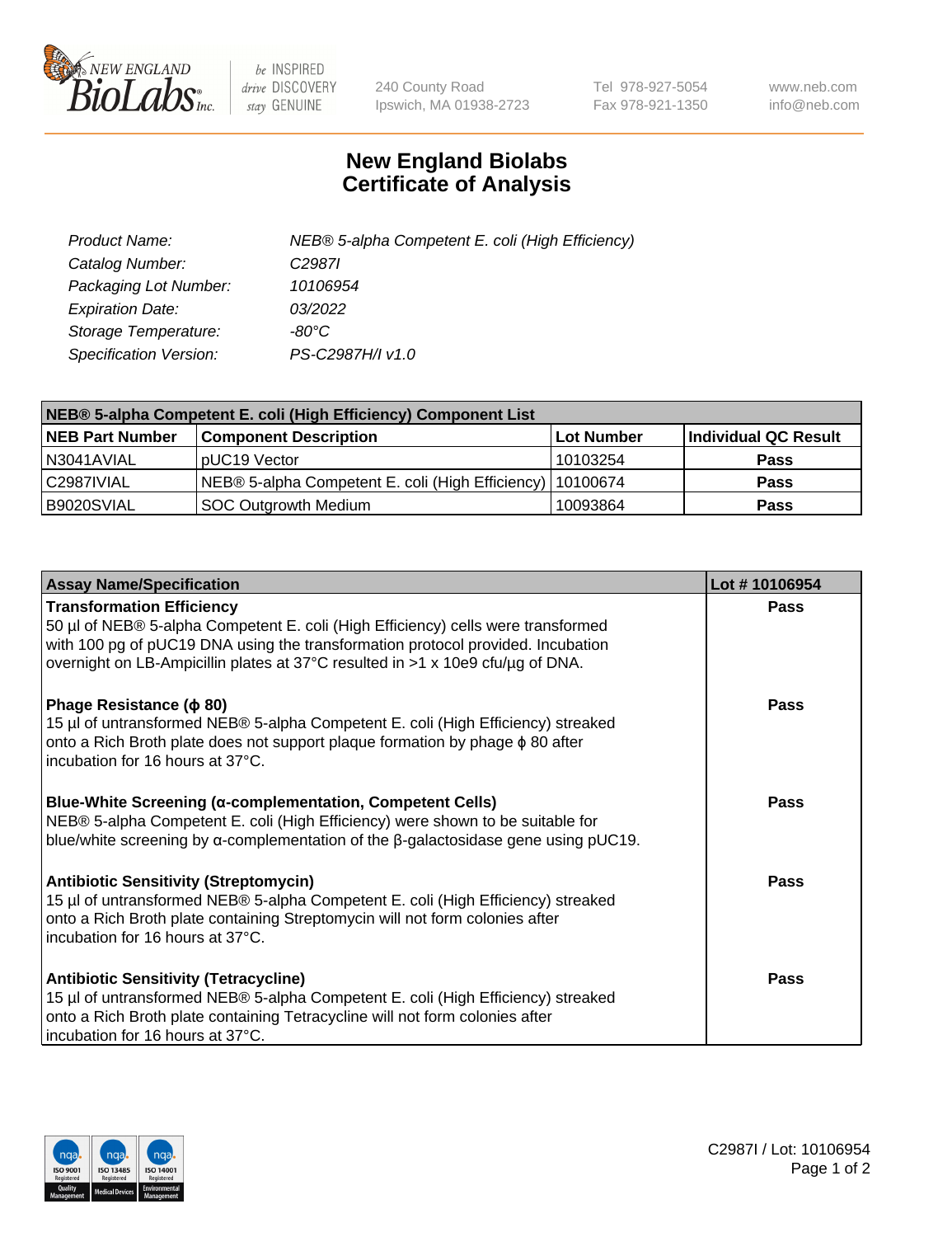# New England Biolabs Certificate of Analysis

| | |
|---|---|
| *Product Name:* | *NEB® 5-alpha Competent E. coli (High Efficiency)* |
| *Catalog Number:* | *C2987I* |
| *Packaging Lot Number:* | *10106954* |
| *Expiration Date:* | *03/2022* |
| *Storage Temperature:* | *-80°C* |
| *Specification Version:* | *PS-C2987H/I v1.0* |

| **NEB® 5-alpha Competent E. coli (High Efficiency) Component List** | | | |
|---|---|---|---|
| **NEB Part Number** | **Component Description** | **Lot Number** | **Individual QC Result** |
| N3041AVIAL | pUC19 Vector | 10103254 | **Pass** |
| C2987IVIAL | NEB® 5-alpha Competent E. coli (High Efficiency) | 10100674 | **Pass** |
| B9020SVIAL | SOC Outgrowth Medium | 10093864 | **Pass** |

| Assay Name/Specification | Lot # 10106954 |
|---|---|
| **Transformation Efficiency**<br>50 µl of NEB® 5-alpha Competent E. coli (High Efficiency) cells were transformed with 100 pg of pUC19 DNA using the transformation protocol provided. Incubation overnight on LB-Ampicillin plates at 37°C resulted in >1 x 10e9 cfu/µg of DNA. | **Pass** |
| **Phage Resistance (ϕ 80)**<br>15 µl of untransformed NEB® 5-alpha Competent E. coli (High Efficiency) streaked onto a Rich Broth plate does not support plaque formation by phage ϕ 80 after incubation for 16 hours at 37°C. | **Pass** |
| **Blue-White Screening (α-complementation, Competent Cells)**<br>NEB® 5-alpha Competent E. coli (High Efficiency) were shown to be suitable for blue/white screening by α-complementation of the β-galactosidase gene using pUC19. | **Pass** |
| **Antibiotic Sensitivity (Streptomycin)**<br>15 µl of untransformed NEB® 5-alpha Competent E. coli (High Efficiency) streaked onto a Rich Broth plate containing Streptomycin will not form colonies after incubation for 16 hours at 37°C. | **Pass** |
| **Antibiotic Sensitivity (Tetracycline)**<br>15 µl of untransformed NEB® 5-alpha Competent E. coli (High Efficiency) streaked onto a Rich Broth plate containing Tetracycline will not form colonies after incubation for 16 hours at 37°C. | **Pass** |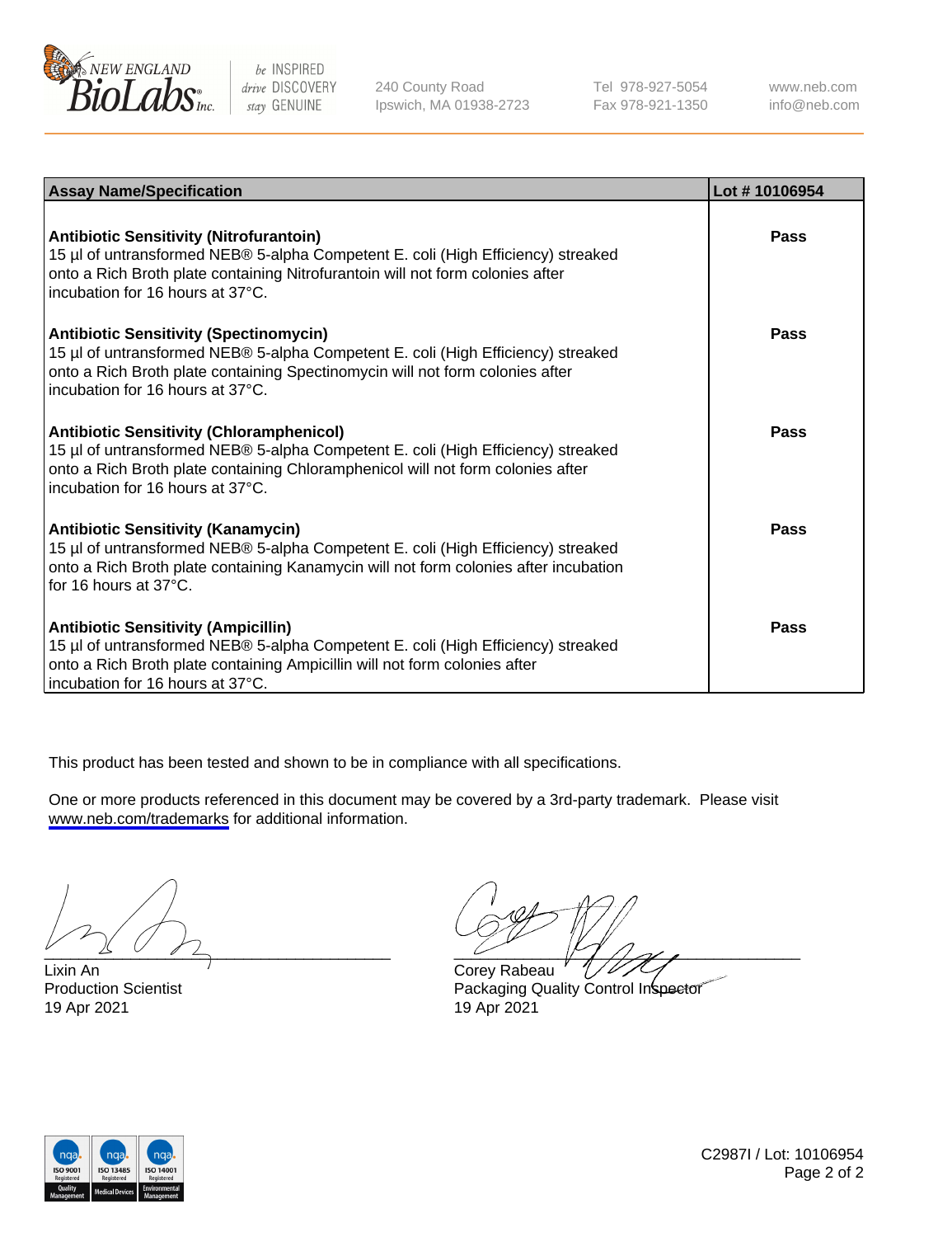| Assay Name/Specification | Lot # 10106954 |
|---|---|
| **Antibiotic Sensitivity (Nitrofurantoin)**<br>15 µl of untransformed NEB® 5-alpha Competent E. coli (High Efficiency) streaked onto a Rich Broth plate containing Nitrofurantoin will not form colonies after incubation for 16 hours at 37°C. | **Pass** |
| **Antibiotic Sensitivity (Spectinomycin)**<br>15 µl of untransformed NEB® 5-alpha Competent E. coli (High Efficiency) streaked onto a Rich Broth plate containing Spectinomycin will not form colonies after incubation for 16 hours at 37°C. | **Pass** |
| **Antibiotic Sensitivity (Chloramphenicol)**<br>15 µl of untransformed NEB® 5-alpha Competent E. coli (High Efficiency) streaked onto a Rich Broth plate containing Chloramphenicol will not form colonies after incubation for 16 hours at 37°C. | **Pass** |
| **Antibiotic Sensitivity (Kanamycin)**<br>15 µl of untransformed NEB® 5-alpha Competent E. coli (High Efficiency) streaked onto a Rich Broth plate containing Kanamycin will not form colonies after incubation for 16 hours at 37°C. | **Pass** |
| **Antibiotic Sensitivity (Ampicillin)**<br>15 µl of untransformed NEB® 5-alpha Competent E. coli (High Efficiency) streaked onto a Rich Broth plate containing Ampicillin will not form colonies after incubation for 16 hours at 37°C. | **Pass** |

This product has been tested and shown to be in compliance with all specifications.

One or more products referenced in this document may be covered by a 3rd-party trademark. Please visit www.neb.com/trademarks for additional information.

Lixin An
Production Scientist
19 Apr 2021

Corey Rabeau
Packaging Quality Control Inspector
19 Apr 2021

C2987I / Lot: 10106954